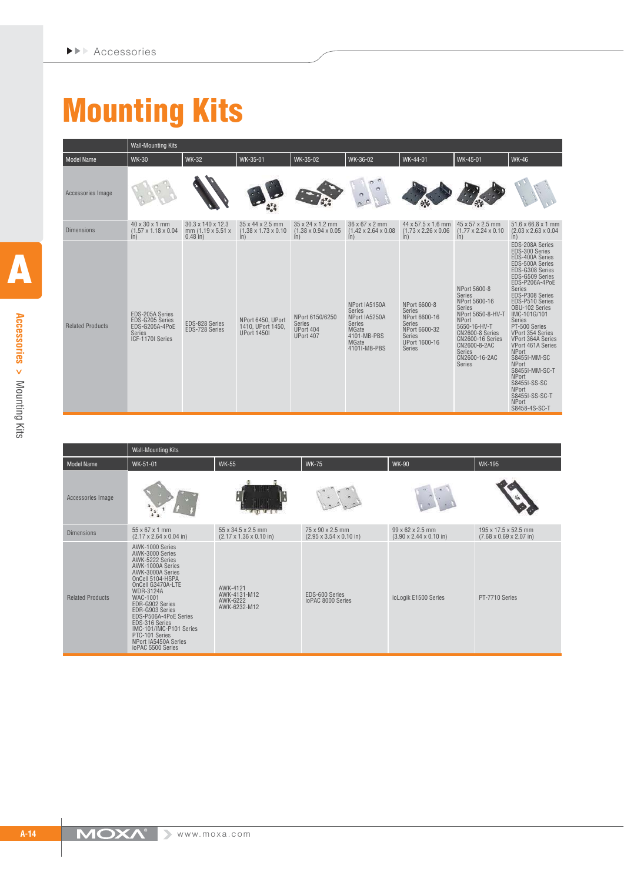# Mounting Kits

| | Wall-Mounting Kits | | | | | | | |
|---|---|---|---|---|---|---|---|---|
| Model Name | WK-30 | WK-32 | WK-35-01 | WK-35-02 | WK-36-02 | WK-44-01 | WK-45-01 | WK-46 |
| Accessories Image | | | | | | | | |
| Dimensions | 40 x 30 x 1 mm (1.57 x 1.18 x 0.04 in) | 30.3 x 140 x 12.3 mm (1.19 x 5.51 x 0.48 in) | 35 x 44 x 2.5 mm (1.38 x 1.73 x 0.10 in) | 35 x 24 x 1.2 mm (1.38 x 0.94 x 0.05 in) | 36 x 67 x 2 mm (1.42 x 2.64 x 0.08 in) | 44 x 57.5 x 1.6 mm (1.73 x 2.26 x 0.06 in) | 45 x 57 x 2.5 mm (1.77 x 2.24 x 0.10 in) | 51.6 x 66.8 x 1 mm (2.03 x 2.63 x 0.04 in) |
| Related Products | EDS-205A Series<br>EDS-G205 Series<br>EDS-G205A-4PoE Series<br>ICF-1170I Series | EDS-828 Series<br>EDS-728 Series | NPort 6450, UPort 1410, UPort 1450, UPort 1450I | NPort 6150/6250 Series<br>UPort 404<br>UPort 407 | NPort IA5150A Series<br>NPort IA5250A Series<br>MGate 4101-MB-PBS<br>MGate 4101I-MB-PBS | NPort 6600-8 Series<br>NPort 6600-16 Series<br>NPort 6600-32 Series<br>UPort 1600-16 Series | NPort 5600-8 Series<br>NPort 5600-16 Series<br>NPort 5650-8-HV-T<br>NPort 5650-16-HV-T<br>CN2600-8 Series<br>CN2600-16 Series<br>CN2600-8-2AC Series<br>CN2600-16-2AC Series | EDS-208A Series<br>EDS-300 Series<br>EDS-400A Series<br>EDS-500A Series<br>EDS-G308 Series<br>EDS-G509 Series<br>EDS-P206A-4PoE Series<br>EDS-P308 Series<br>EDS-P510 Series<br>OBU-102 Series<br>IMC-101G/101 Series<br>PT-500 Series<br>VPort 354 Series<br>VPort 364A Series<br>VPort 461A Series<br>NPort S8455I-MM-SC<br>NPort S8455I-MM-SC-T<br>NPort S8455I-SS-SC<br>NPort S8455I-SS-SC-T<br>NPort S8458-4S-SC-T |

| | Wall-Mounting Kits | | | | |
|---|---|---|---|---|---|
| Model Name | WK-51-01 | WK-55 | WK-75 | WK-90 | WK-195 |
| Accessories Image | | | | | |
| Dimensions | 55 x 67 x 1 mm (2.17 x 2.64 x 0.04 in) | 55 x 34.5 x 2.5 mm (2.17 x 1.36 x 0.10 in) | 75 x 90 x 2.5 mm (2.95 x 3.54 x 0.10 in) | 99 x 62 x 2.5 mm (3.90 x 2.44 x 0.10 in) | 195 x 17.5 x 52.5 mm (7.68 x 0.69 x 2.07 in) |
| Related Products | AWK-1000 Series<br>AWK-3000 Series<br>AWK-5222 Series<br>AWK-1000A Series<br>AWK-3000A Series<br>OnCell 5104-HSPA<br>OnCell G3470A-LTE<br>WDR-3124A<br>WAC-1001<br>EDR-G902 Series<br>EDR-G903 Series<br>EDS-P506A-4PoE Series<br>EDS-316 Series<br>IMC-101/IMC-P101 Series<br>PTC-101 Series<br>NPort IA5450A Series<br>ioPAC 5500 Series | AWK-4121<br>AWK-4131-M12<br>AWK-6222<br>AWK-6232-M12 | EDS-600 Series<br>ioPAC 8000 Series | ioLogik E1500 Series | PT-7710 Series |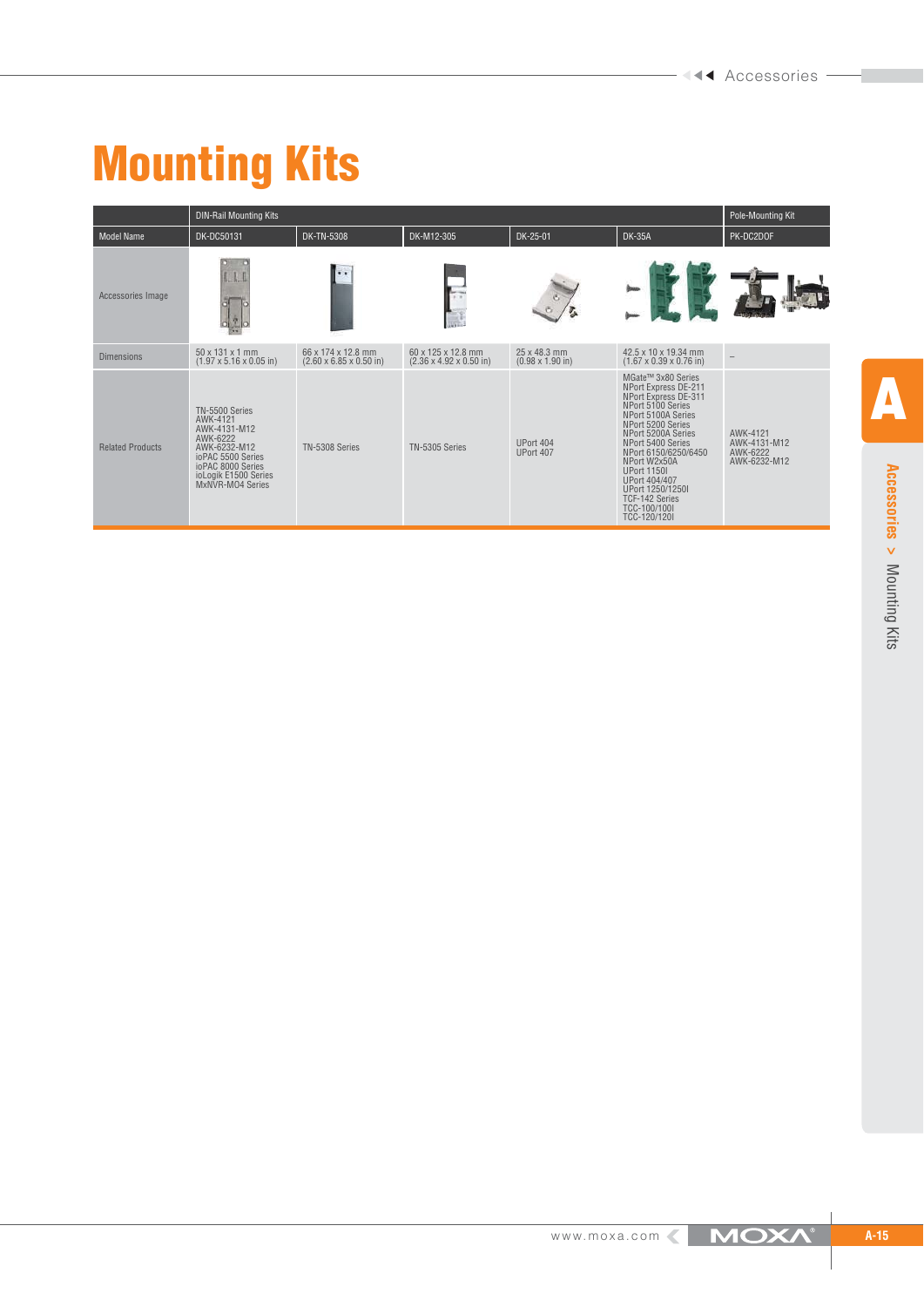# Mounting Kits

| | DIN-Rail Mounting Kits | | | | | Pole-Mounting Kit |
|---|---|---|---|---|---|---|
| Model Name | DK-DC50131 | DK-TN-5308 | DK-M12-305 | DK-25-01 | DK-35A | PK-DC2DOF |
| Accessories Image | | | | | | |
| Dimensions | 50 x 131 x 1 mm (1.97 x 5.16 x 0.05 in) | 66 x 174 x 12.8 mm (2.60 x 6.85 x 0.50 in) | 60 x 125 x 12.8 mm (2.36 x 4.92 x 0.50 in) | 25 x 48.3 mm (0.98 x 1.90 in) | 42.5 x 10 x 19.34 mm (1.67 x 0.39 x 0.76 in) | – |
| Related Products | TN-5500 Series<br>AWK-4121<br>AWK-4131-M12<br>AWK-6222<br>AWK-6232-M12<br>ioPAC 5500 Series<br>ioPAC 8000 Series<br>ioLogik E1500 Series<br>MxNVR-MO4 Series | TN-5308 Series | TN-5305 Series | UPort 404<br>UPort 407 | MGate™ 3x80 Series<br>NPort Express DE-211<br>NPort Express DE-311<br>NPort 5100 Series<br>NPort 5100A Series<br>NPort 5200 Series<br>NPort 5200A Series<br>NPort 5400 Series<br>NPort 6150/6250/6450<br>NPort W2x50A<br>UPort 1150I<br>UPort 404/407<br>UPort 1250/1250I<br>TCF-142 Series<br>TCC-100/100I<br>TCC-120/120I | AWK-4121<br>AWK-4131-M12<br>AWK-6222<br>AWK-6232-M12 |